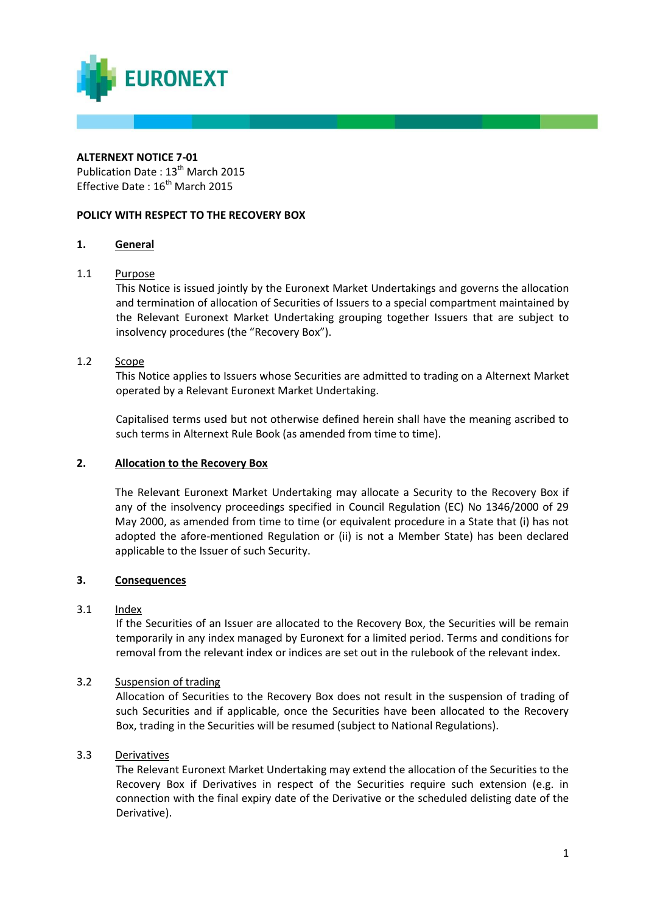**ALTERNEXT NOTICE 7-01**
Publication Date : 13th March 2015
Effective Date : 16th March 2015

**POLICY WITH RESPECT TO THE RECOVERY BOX**

## 1. General

### 1.1 Purpose

This Notice is issued jointly by the Euronext Market Undertakings and governs the allocation and termination of allocation of Securities of Issuers to a special compartment maintained by the Relevant Euronext Market Undertaking grouping together Issuers that are subject to insolvency procedures (the "Recovery Box").

### 1.2 Scope

This Notice applies to Issuers whose Securities are admitted to trading on a Alternext Market operated by a Relevant Euronext Market Undertaking.

Capitalised terms used but not otherwise defined herein shall have the meaning ascribed to such terms in Alternext Rule Book (as amended from time to time).

## 2. Allocation to the Recovery Box

The Relevant Euronext Market Undertaking may allocate a Security to the Recovery Box if any of the insolvency proceedings specified in Council Regulation (EC) No 1346/2000 of 29 May 2000, as amended from time to time (or equivalent procedure in a State that (i) has not adopted the afore-mentioned Regulation or (ii) is not a Member State) has been declared applicable to the Issuer of such Security.

## 3. Consequences

### 3.1 Index

If the Securities of an Issuer are allocated to the Recovery Box, the Securities will be remain temporarily in any index managed by Euronext for a limited period. Terms and conditions for removal from the relevant index or indices are set out in the rulebook of the relevant index.

### 3.2 Suspension of trading

Allocation of Securities to the Recovery Box does not result in the suspension of trading of such Securities and if applicable, once the Securities have been allocated to the Recovery Box, trading in the Securities will be resumed (subject to National Regulations).

### 3.3 Derivatives

The Relevant Euronext Market Undertaking may extend the allocation of the Securities to the Recovery Box if Derivatives in respect of the Securities require such extension (e.g. in connection with the final expiry date of the Derivative or the scheduled delisting date of the Derivative).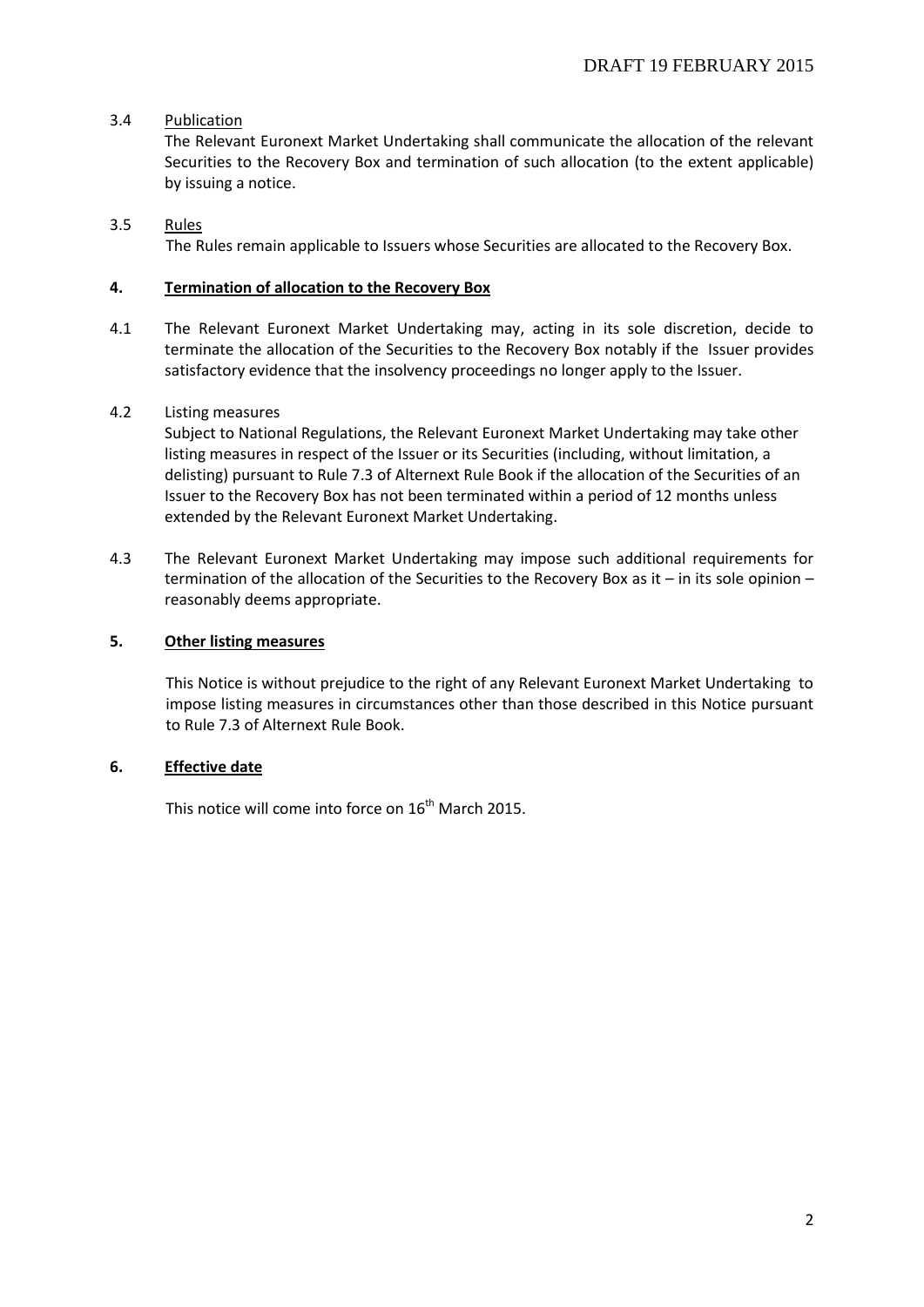3.4 Publication

The Relevant Euronext Market Undertaking shall communicate the allocation of the relevant Securities to the Recovery Box and termination of such allocation (to the extent applicable) by issuing a notice.

3.5 Rules

The Rules remain applicable to Issuers whose Securities are allocated to the Recovery Box.

## 4. Termination of allocation to the Recovery Box

4.1 The Relevant Euronext Market Undertaking may, acting in its sole discretion, decide to terminate the allocation of the Securities to the Recovery Box notably if the Issuer provides satisfactory evidence that the insolvency proceedings no longer apply to the Issuer.

4.2 Listing measures

Subject to National Regulations, the Relevant Euronext Market Undertaking may take other listing measures in respect of the Issuer or its Securities (including, without limitation, a delisting) pursuant to Rule 7.3 of Alternext Rule Book if the allocation of the Securities of an Issuer to the Recovery Box has not been terminated within a period of 12 months unless extended by the Relevant Euronext Market Undertaking.

4.3 The Relevant Euronext Market Undertaking may impose such additional requirements for termination of the allocation of the Securities to the Recovery Box as it – in its sole opinion – reasonably deems appropriate.

## 5. Other listing measures

This Notice is without prejudice to the right of any Relevant Euronext Market Undertaking to impose listing measures in circumstances other than those described in this Notice pursuant to Rule 7.3 of Alternext Rule Book.

## 6. Effective date

This notice will come into force on 16th March 2015.